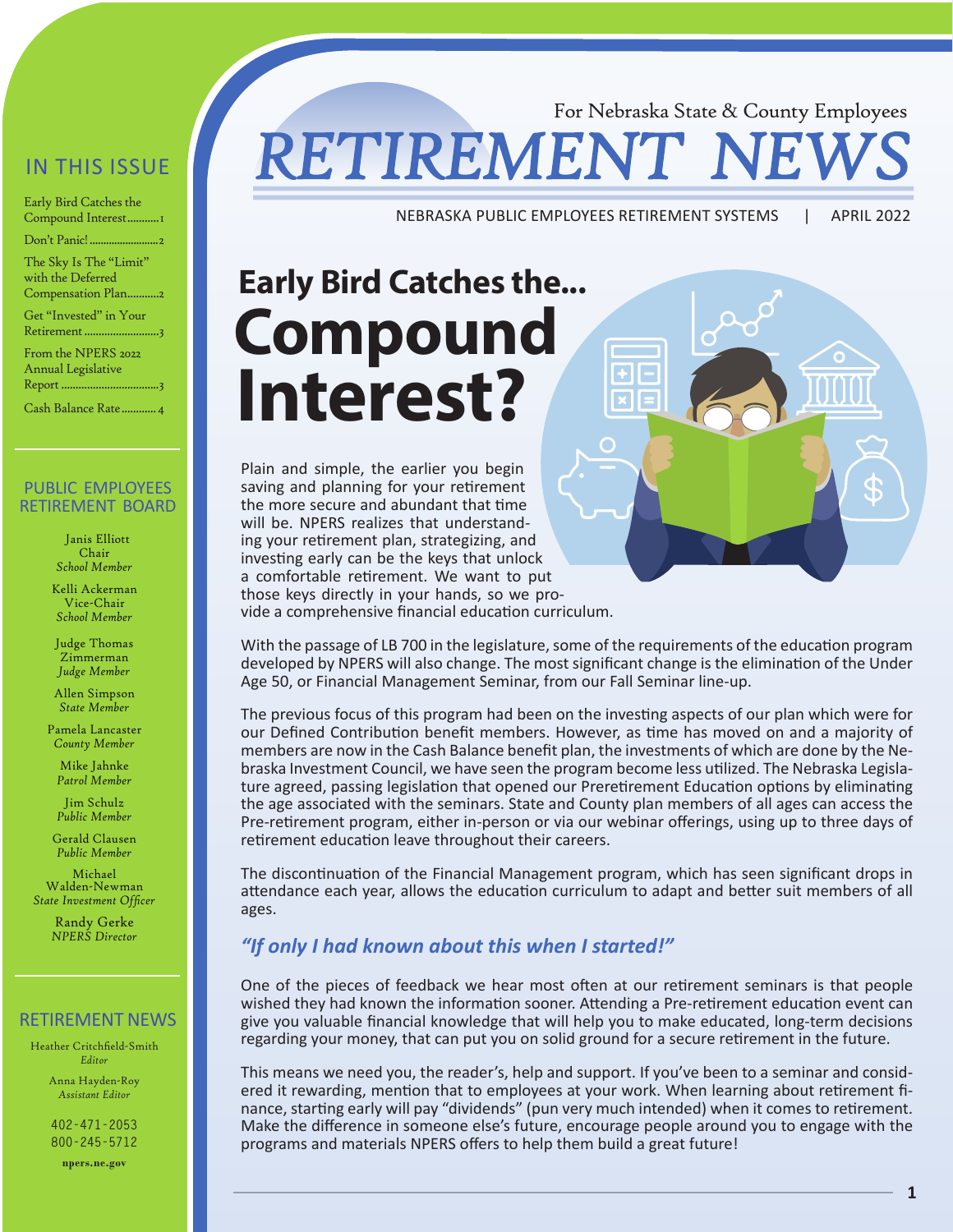For Nebraska State & County Employees

# RETIREMENT NEWS

NEBRASKA PUBLIC EMPLOYEES RETIREMENT SYSTEMS | APRIL 2022

## IN THIS ISSUE

- Early Bird Catches the Compound Interest........... 1
- Don't Panic!........................ 2
- The Sky Is The "Limit" with the Deferred Compensation Plan........... 2
- Get "Invested" in Your Retirement.......................... 3
- From the NPERS 2022 Annual Legislative Report.................................. 3
- Cash Balance Rate........... 4

## PUBLIC EMPLOYEES RETIREMENT BOARD

Janis Elliott
Chair
*School Member*

Kelli Ackerman
Vice-Chair
*School Member*

Judge Thomas Zimmerman
*Judge Member*

Allen Simpson
*State Member*

Pamela Lancaster
*County Member*

Mike Jahnke
*Patrol Member*

Jim Schulz
*Public Member*

Gerald Clausen
*Public Member*

Michael Walden-Newman
*State Investment Officer*

Randy Gerke
*NPERS Director*

## RETIREMENT NEWS

Heather Critchfield-Smith
*Editor*

Anna Hayden-Roy
*Assistant Editor*

402-471-2053
800-245-5712

**npers.ne.gov**

# Early Bird Catches the... Compound Interest?

Plain and simple, the earlier you begin saving and planning for your retirement the more secure and abundant that time will be. NPERS realizes that understanding your retirement plan, strategizing, and investing early can be the keys that unlock a comfortable retirement. We want to put those keys directly in your hands, so we provide a comprehensive financial education curriculum.

With the passage of LB 700 in the legislature, some of the requirements of the education program developed by NPERS will also change. The most significant change is the elimination of the Under Age 50, or Financial Management Seminar, from our Fall Seminar line-up.

The previous focus of this program had been on the investing aspects of our plan which were for our Defined Contribution benefit members. However, as time has moved on and a majority of members are now in the Cash Balance benefit plan, the investments of which are done by the Nebraska Investment Council, we have seen the program become less utilized. The Nebraska Legislature agreed, passing legislation that opened our Preretirement Education options by eliminating the age associated with the seminars. State and County plan members of all ages can access the Pre-retirement program, either in-person or via our webinar offerings, using up to three days of retirement education leave throughout their careers.

The discontinuation of the Financial Management program, which has seen significant drops in attendance each year, allows the education curriculum to adapt and better suit members of all ages.

### *"If only I had known about this when I started!"*

One of the pieces of feedback we hear most often at our retirement seminars is that people wished they had known the information sooner. Attending a Pre-retirement education event can give you valuable financial knowledge that will help you to make educated, long-term decisions regarding your money, that can put you on solid ground for a secure retirement in the future.

This means we need you, the reader's, help and support. If you've been to a seminar and considered it rewarding, mention that to employees at your work. When learning about retirement finance, starting early will pay "dividends" (pun very much intended) when it comes to retirement. Make the difference in someone else's future, encourage people around you to engage with the programs and materials NPERS offers to help them build a great future!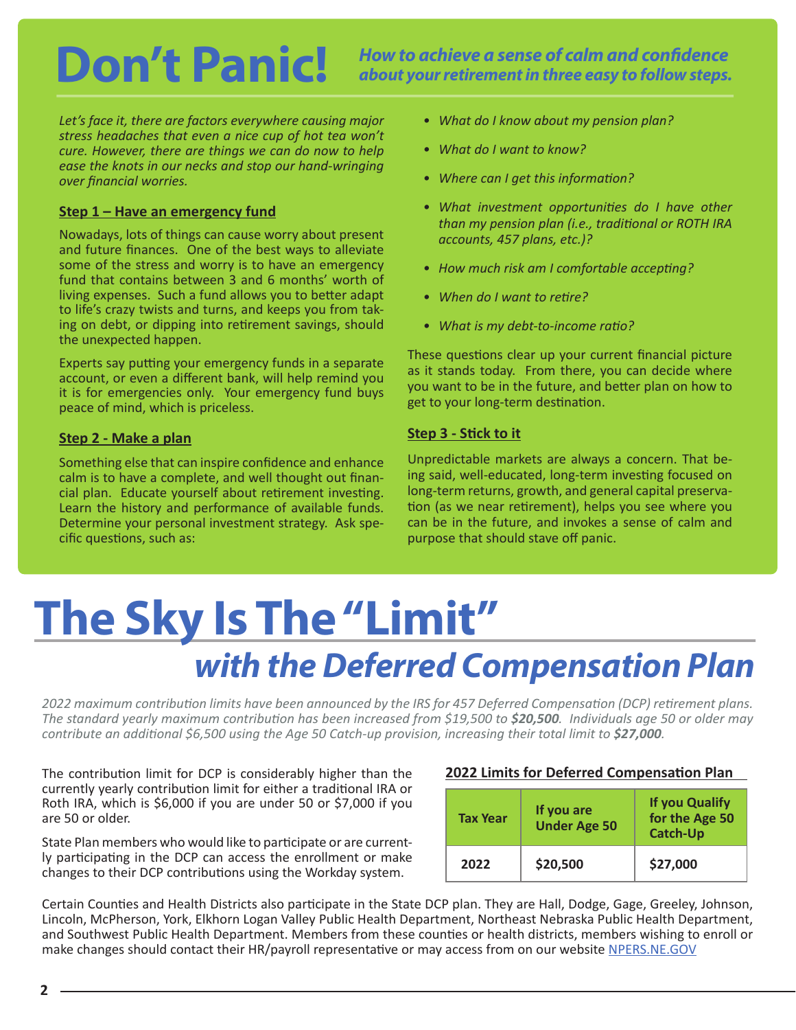# Don't Panic!

***How to achieve a sense of calm and confidence about your retirement in three easy to follow steps.***

*Let's face it, there are factors everywhere causing major stress headaches that even a nice cup of hot tea won't cure. However, there are things we can do now to help ease the knots in our necks and stop our hand-wringing over financial worries.*

**Step 1 – Have an emergency fund**

Nowadays, lots of things can cause worry about present and future finances. One of the best ways to alleviate some of the stress and worry is to have an emergency fund that contains between 3 and 6 months' worth of living expenses. Such a fund allows you to better adapt to life's crazy twists and turns, and keeps you from taking on debt, or dipping into retirement savings, should the unexpected happen.

Experts say putting your emergency funds in a separate account, or even a different bank, will help remind you it is for emergencies only. Your emergency fund buys peace of mind, which is priceless.

**Step 2 - Make a plan**

Something else that can inspire confidence and enhance calm is to have a complete, and well thought out financial plan. Educate yourself about retirement investing. Learn the history and performance of available funds. Determine your personal investment strategy. Ask specific questions, such as:

- *What do I know about my pension plan?*
- *What do I want to know?*
- *Where can I get this information?*
- *What investment opportunities do I have other than my pension plan (i.e., traditional or ROTH IRA accounts, 457 plans, etc.)?*
- *How much risk am I comfortable accepting?*
- *When do I want to retire?*
- *What is my debt-to-income ratio?*

These questions clear up your current financial picture as it stands today. From there, you can decide where you want to be in the future, and better plan on how to get to your long-term destination.

**Step 3 - Stick to it**

Unpredictable markets are always a concern. That being said, well-educated, long-term investing focused on long-term returns, growth, and general capital preservation (as we near retirement), helps you see where you can be in the future, and invokes a sense of calm and purpose that should stave off panic.

# The Sky Is The "Limit"

## *with the Deferred Compensation Plan*

*2022 maximum contribution limits have been announced by the IRS for 457 Deferred Compensation (DCP) retirement plans. The standard yearly maximum contribution has been increased from $19,500 to **$20,500**. Individuals age 50 or older may contribute an additional $6,500 using the Age 50 Catch-up provision, increasing their total limit to **$27,000**.*

The contribution limit for DCP is considerably higher than the currently yearly contribution limit for either a traditional IRA or Roth IRA, which is $6,000 if you are under 50 or $7,000 if you are 50 or older.

State Plan members who would like to participate or are currently participating in the DCP can access the enrollment or make changes to their DCP contributions using the Workday system.

**2022 Limits for Deferred Compensation Plan**

| Tax Year | If you are Under Age 50 | If you Qualify for the Age 50 Catch-Up |
|---|---|---|
| 2022 | $20,500 | $27,000 |

Certain Counties and Health Districts also participate in the State DCP plan. They are Hall, Dodge, Gage, Greeley, Johnson, Lincoln, McPherson, York, Elkhorn Logan Valley Public Health Department, Northeast Nebraska Public Health Department, and Southwest Public Health Department. Members from these counties or health districts, members wishing to enroll or make changes should contact their HR/payroll representative or may access from on our website NPERS.NE.GOV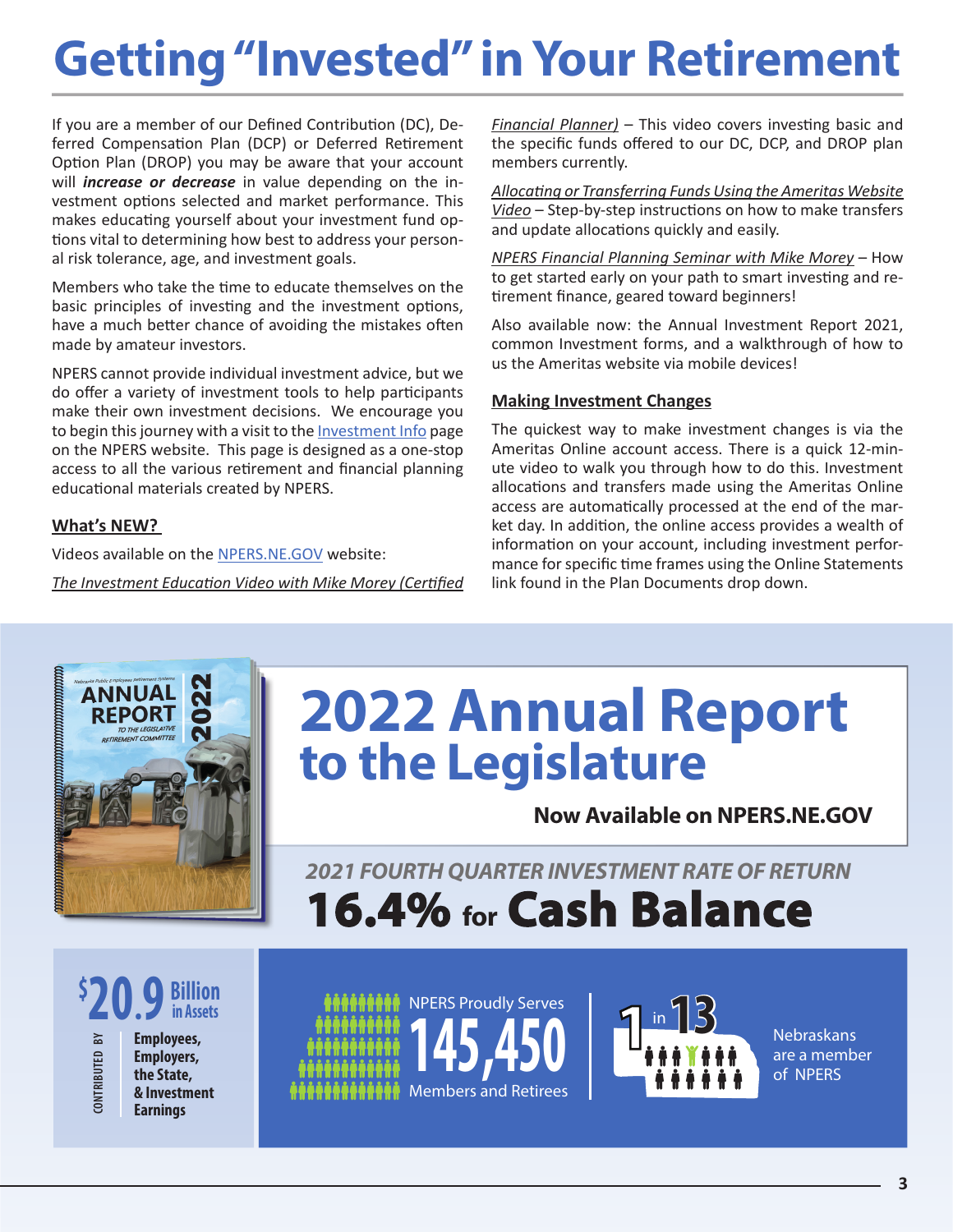# Getting "Invested" in Your Retirement

If you are a member of our Defined Contribution (DC), Deferred Compensation Plan (DCP) or Deferred Retirement Option Plan (DROP) you may be aware that your account will ***increase or decrease*** in value depending on the investment options selected and market performance. This makes educating yourself about your investment fund options vital to determining how best to address your personal risk tolerance, age, and investment goals.

Members who take the time to educate themselves on the basic principles of investing and the investment options, have a much better chance of avoiding the mistakes often made by amateur investors.

NPERS cannot provide individual investment advice, but we do offer a variety of investment tools to help participants make their own investment decisions. We encourage you to begin this journey with a visit to the Investment Info page on the NPERS website. This page is designed as a one-stop access to all the various retirement and financial planning educational materials created by NPERS.

## What's NEW?

Videos available on the NPERS.NE.GOV website:

*The Investment Education Video with Mike Morey (Certified Financial Planner)* – This video covers investing basic and the specific funds offered to our DC, DCP, and DROP plan members currently.

*Allocating or Transferring Funds Using the Ameritas Website Video* – Step-by-step instructions on how to make transfers and update allocations quickly and easily.

*NPERS Financial Planning Seminar with Mike Morey* – How to get started early on your path to smart investing and retirement finance, geared toward beginners!

Also available now: the Annual Investment Report 2021, common Investment forms, and a walkthrough of how to us the Ameritas website via mobile devices!

## Making Investment Changes

The quickest way to make investment changes is via the Ameritas Online account access. There is a quick 12-minute video to walk you through how to do this. Investment allocations and transfers made using the Ameritas Online access are automatically processed at the end of the market day. In addition, the online access provides a wealth of information on your account, including investment performance for specific time frames using the Online Statements link found in the Plan Documents drop down.

# 2022 Annual Report to the Legislature

**Now Available on NPERS.NE.GOV**

***2021 FOURTH QUARTER INVESTMENT RATE OF RETURN***

**16.4% for Cash Balance**

**$20.9 Billion in Assets**

CONTRIBUTED BY **Employees, Employers, the State, & Investment Earnings**

NPERS Proudly Serves **145,450** Members and Retirees

**1 in 13** Nebraskans are a member of NPERS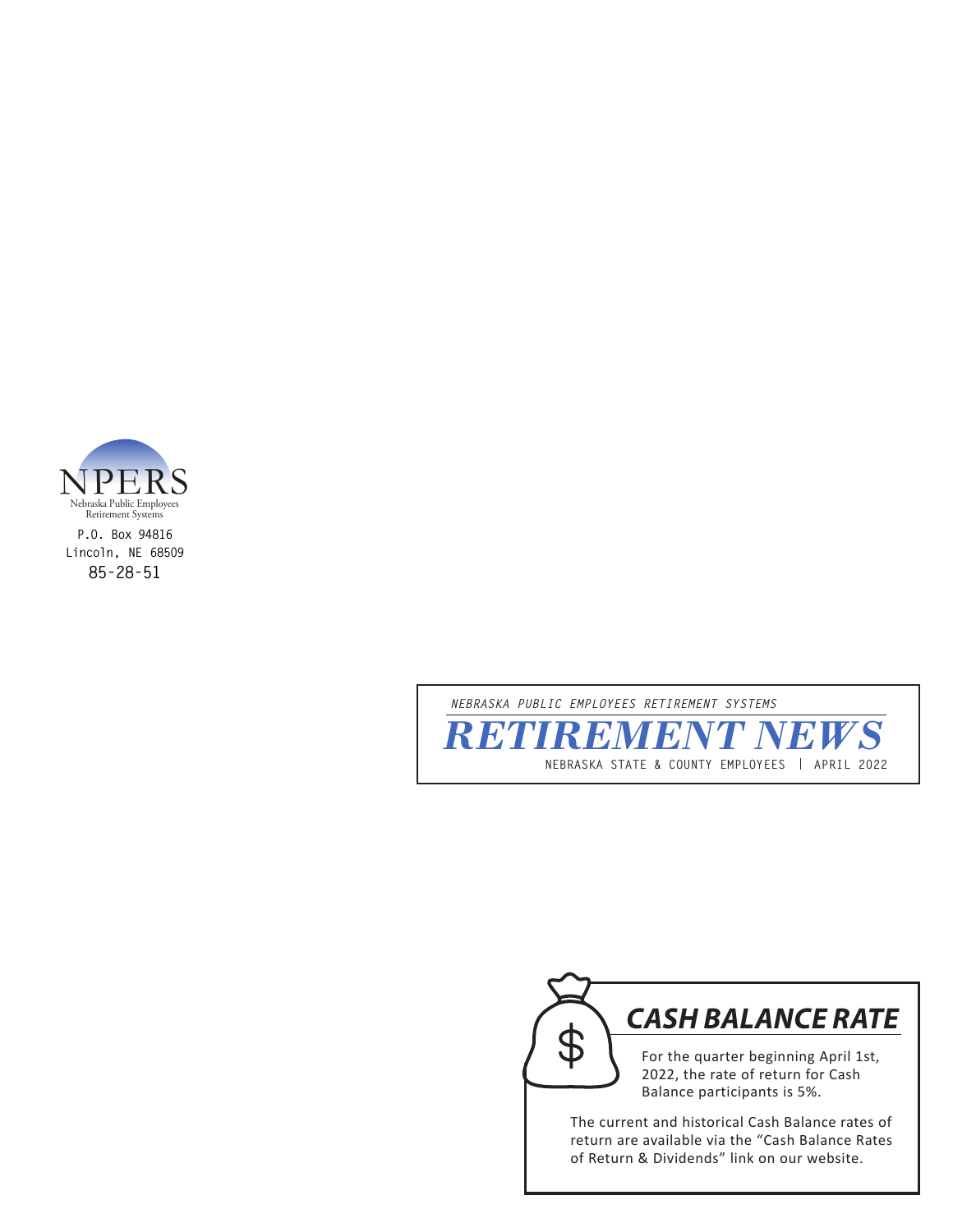NPERS

Nebraska Public Employees Retirement Systems

P.O. Box 94816
Lincoln, NE 68509
85-28-51

*NEBRASKA PUBLIC EMPLOYEES RETIREMENT SYSTEMS*

# *RETIREMENT NEWS*

NEBRASKA STATE & COUNTY EMPLOYEES | APRIL 2022

## *CASH BALANCE RATE*

For the quarter beginning April 1st, 2022, the rate of return for Cash Balance participants is 5%.

The current and historical Cash Balance rates of return are available via the "Cash Balance Rates of Return & Dividends" link on our website.